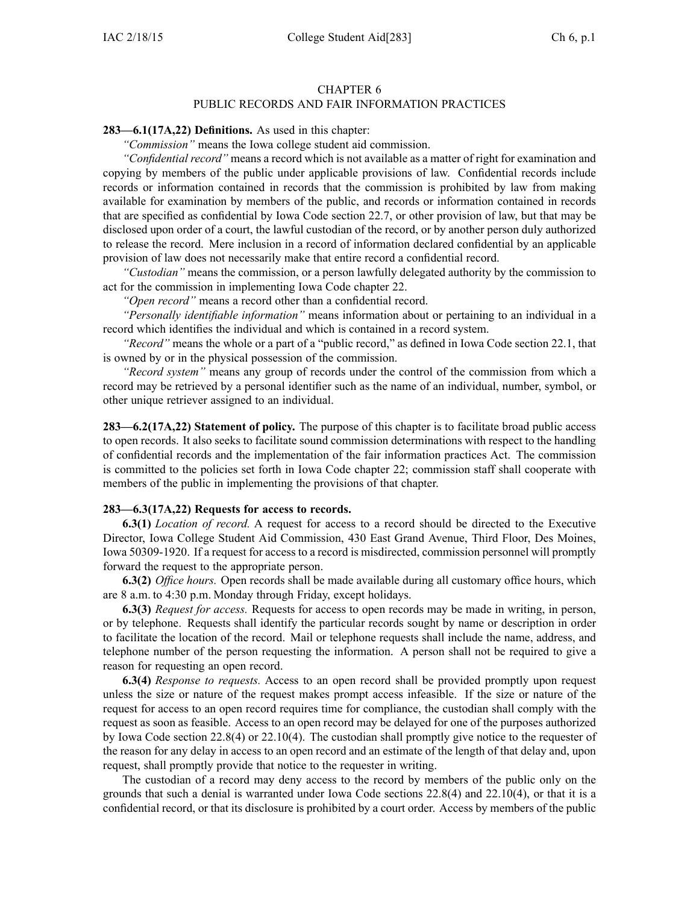# CHAPTER 6
## PUBLIC RECORDS AND FAIR INFORMATION PRACTICES

**283—6.1(17A,22) Definitions.** As used in this chapter:

*"Commission"* means the Iowa college student aid commission.

*"Confidential record"* means a record which is not available as a matter of right for examination and copying by members of the public under applicable provisions of law. Confidential records include records or information contained in records that the commission is prohibited by law from making available for examination by members of the public, and records or information contained in records that are specified as confidential by Iowa Code section 22.7, or other provision of law, but that may be disclosed upon order of a court, the lawful custodian of the record, or by another person duly authorized to release the record. Mere inclusion in a record of information declared confidential by an applicable provision of law does not necessarily make that entire record a confidential record.

*"Custodian"* means the commission, or a person lawfully delegated authority by the commission to act for the commission in implementing Iowa Code chapter 22.

*"Open record"* means a record other than a confidential record.

*"Personally identifiable information"* means information about or pertaining to an individual in a record which identifies the individual and which is contained in a record system.

*"Record"* means the whole or a part of a "public record," as defined in Iowa Code section 22.1, that is owned by or in the physical possession of the commission.

*"Record system"* means any group of records under the control of the commission from which a record may be retrieved by a personal identifier such as the name of an individual, number, symbol, or other unique retriever assigned to an individual.

**283—6.2(17A,22) Statement of policy.** The purpose of this chapter is to facilitate broad public access to open records. It also seeks to facilitate sound commission determinations with respect to the handling of confidential records and the implementation of the fair information practices Act. The commission is committed to the policies set forth in Iowa Code chapter 22; commission staff shall cooperate with members of the public in implementing the provisions of that chapter.

**283—6.3(17A,22) Requests for access to records.**

**6.3(1)** *Location of record.* A request for access to a record should be directed to the Executive Director, Iowa College Student Aid Commission, 430 East Grand Avenue, Third Floor, Des Moines, Iowa 50309-1920. If a request for access to a record is misdirected, commission personnel will promptly forward the request to the appropriate person.

**6.3(2)** *Office hours.* Open records shall be made available during all customary office hours, which are 8 a.m. to 4:30 p.m. Monday through Friday, except holidays.

**6.3(3)** *Request for access.* Requests for access to open records may be made in writing, in person, or by telephone. Requests shall identify the particular records sought by name or description in order to facilitate the location of the record. Mail or telephone requests shall include the name, address, and telephone number of the person requesting the information. A person shall not be required to give a reason for requesting an open record.

**6.3(4)** *Response to requests.* Access to an open record shall be provided promptly upon request unless the size or nature of the request makes prompt access infeasible. If the size or nature of the request for access to an open record requires time for compliance, the custodian shall comply with the request as soon as feasible. Access to an open record may be delayed for one of the purposes authorized by Iowa Code section 22.8(4) or 22.10(4). The custodian shall promptly give notice to the requester of the reason for any delay in access to an open record and an estimate of the length of that delay and, upon request, shall promptly provide that notice to the requester in writing.

The custodian of a record may deny access to the record by members of the public only on the grounds that such a denial is warranted under Iowa Code sections 22.8(4) and 22.10(4), or that it is a confidential record, or that its disclosure is prohibited by a court order. Access by members of the public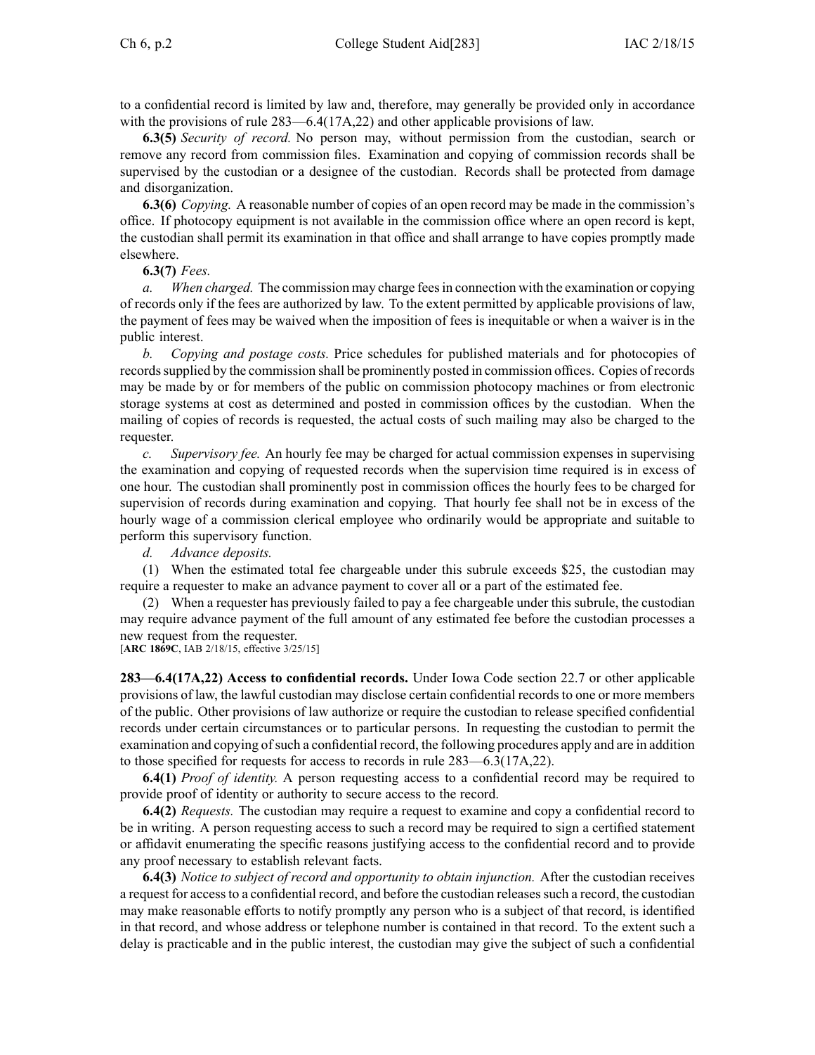to a confidential record is limited by law and, therefore, may generally be provided only in accordance with the provisions of rule 283—6.4(17A,22) and other applicable provisions of law.

**6.3(5)** *Security of record.* No person may, without permission from the custodian, search or remove any record from commission files. Examination and copying of commission records shall be supervised by the custodian or a designee of the custodian. Records shall be protected from damage and disorganization.

**6.3(6)** *Copying.* A reasonable number of copies of an open record may be made in the commission's office. If photocopy equipment is not available in the commission office where an open record is kept, the custodian shall permit its examination in that office and shall arrange to have copies promptly made elsewhere.

**6.3(7)** *Fees.*

*a. When charged.* The commission may charge fees in connection with the examination or copying of records only if the fees are authorized by law. To the extent permitted by applicable provisions of law, the payment of fees may be waived when the imposition of fees is inequitable or when a waiver is in the public interest.

*b. Copying and postage costs.* Price schedules for published materials and for photocopies of records supplied by the commission shall be prominently posted in commission offices. Copies of records may be made by or for members of the public on commission photocopy machines or from electronic storage systems at cost as determined and posted in commission offices by the custodian. When the mailing of copies of records is requested, the actual costs of such mailing may also be charged to the requester.

*c. Supervisory fee.* An hourly fee may be charged for actual commission expenses in supervising the examination and copying of requested records when the supervision time required is in excess of one hour. The custodian shall prominently post in commission offices the hourly fees to be charged for supervision of records during examination and copying. That hourly fee shall not be in excess of the hourly wage of a commission clerical employee who ordinarily would be appropriate and suitable to perform this supervisory function.

*d. Advance deposits.*

(1) When the estimated total fee chargeable under this subrule exceeds $25, the custodian may require a requester to make an advance payment to cover all or a part of the estimated fee.

(2) When a requester has previously failed to pay a fee chargeable under this subrule, the custodian may require advance payment of the full amount of any estimated fee before the custodian processes a new request from the requester.

[**ARC 1869C**, IAB 2/18/15, effective 3/25/15]

**283—6.4(17A,22) Access to confidential records.** Under Iowa Code section 22.7 or other applicable provisions of law, the lawful custodian may disclose certain confidential records to one or more members of the public. Other provisions of law authorize or require the custodian to release specified confidential records under certain circumstances or to particular persons. In requesting the custodian to permit the examination and copying of such a confidential record, the following procedures apply and are in addition to those specified for requests for access to records in rule 283—6.3(17A,22).

**6.4(1)** *Proof of identity.* A person requesting access to a confidential record may be required to provide proof of identity or authority to secure access to the record.

**6.4(2)** *Requests.* The custodian may require a request to examine and copy a confidential record to be in writing. A person requesting access to such a record may be required to sign a certified statement or affidavit enumerating the specific reasons justifying access to the confidential record and to provide any proof necessary to establish relevant facts.

**6.4(3)** *Notice to subject of record and opportunity to obtain injunction.* After the custodian receives a request for access to a confidential record, and before the custodian releases such a record, the custodian may make reasonable efforts to notify promptly any person who is a subject of that record, is identified in that record, and whose address or telephone number is contained in that record. To the extent such a delay is practicable and in the public interest, the custodian may give the subject of such a confidential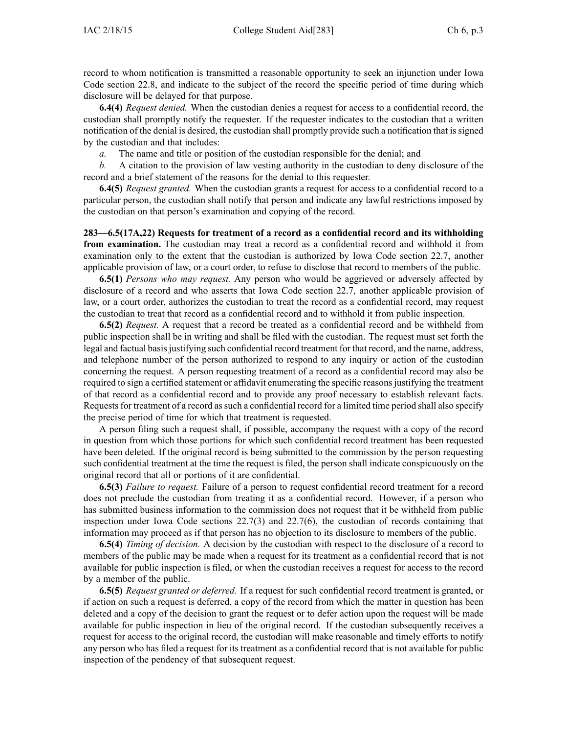record to whom notification is transmitted a reasonable opportunity to seek an injunction under Iowa Code section 22.8, and indicate to the subject of the record the specific period of time during which disclosure will be delayed for that purpose.

**6.4(4)** *Request denied.* When the custodian denies a request for access to a confidential record, the custodian shall promptly notify the requester. If the requester indicates to the custodian that a written notification of the denial is desired, the custodian shall promptly provide such a notification that is signed by the custodian and that includes:

*a.* The name and title or position of the custodian responsible for the denial; and

*b.* A citation to the provision of law vesting authority in the custodian to deny disclosure of the record and a brief statement of the reasons for the denial to this requester.

**6.4(5)** *Request granted.* When the custodian grants a request for access to a confidential record to a particular person, the custodian shall notify that person and indicate any lawful restrictions imposed by the custodian on that person's examination and copying of the record.

**283—6.5(17A,22) Requests for treatment of a record as a confidential record and its withholding from examination.** The custodian may treat a record as a confidential record and withhold it from examination only to the extent that the custodian is authorized by Iowa Code section 22.7, another applicable provision of law, or a court order, to refuse to disclose that record to members of the public.

**6.5(1)** *Persons who may request.* Any person who would be aggrieved or adversely affected by disclosure of a record and who asserts that Iowa Code section 22.7, another applicable provision of law, or a court order, authorizes the custodian to treat the record as a confidential record, may request the custodian to treat that record as a confidential record and to withhold it from public inspection.

**6.5(2)** *Request.* A request that a record be treated as a confidential record and be withheld from public inspection shall be in writing and shall be filed with the custodian. The request must set forth the legal and factual basis justifying such confidential record treatment for that record, and the name, address, and telephone number of the person authorized to respond to any inquiry or action of the custodian concerning the request. A person requesting treatment of a record as a confidential record may also be required to sign a certified statement or affidavit enumerating the specific reasons justifying the treatment of that record as a confidential record and to provide any proof necessary to establish relevant facts. Requests for treatment of a record as such a confidential record for a limited time period shall also specify the precise period of time for which that treatment is requested.

A person filing such a request shall, if possible, accompany the request with a copy of the record in question from which those portions for which such confidential record treatment has been requested have been deleted. If the original record is being submitted to the commission by the person requesting such confidential treatment at the time the request is filed, the person shall indicate conspicuously on the original record that all or portions of it are confidential.

**6.5(3)** *Failure to request.* Failure of a person to request confidential record treatment for a record does not preclude the custodian from treating it as a confidential record. However, if a person who has submitted business information to the commission does not request that it be withheld from public inspection under Iowa Code sections 22.7(3) and 22.7(6), the custodian of records containing that information may proceed as if that person has no objection to its disclosure to members of the public.

**6.5(4)** *Timing of decision.* A decision by the custodian with respect to the disclosure of a record to members of the public may be made when a request for its treatment as a confidential record that is not available for public inspection is filed, or when the custodian receives a request for access to the record by a member of the public.

**6.5(5)** *Request granted or deferred.* If a request for such confidential record treatment is granted, or if action on such a request is deferred, a copy of the record from which the matter in question has been deleted and a copy of the decision to grant the request or to defer action upon the request will be made available for public inspection in lieu of the original record. If the custodian subsequently receives a request for access to the original record, the custodian will make reasonable and timely efforts to notify any person who has filed a request for its treatment as a confidential record that is not available for public inspection of the pendency of that subsequent request.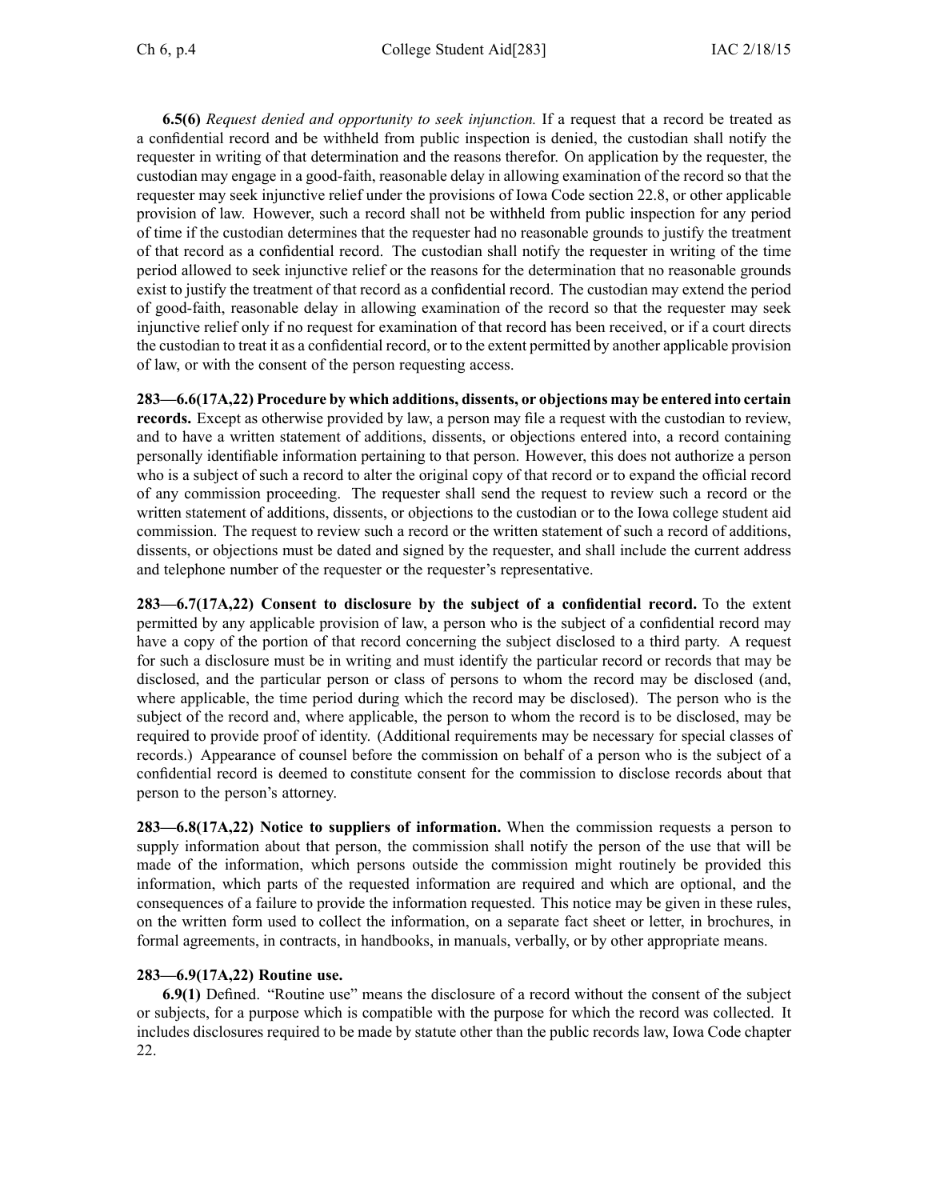**6.5(6)** *Request denied and opportunity to seek injunction.* If a request that a record be treated as a confidential record and be withheld from public inspection is denied, the custodian shall notify the requester in writing of that determination and the reasons therefor. On application by the requester, the custodian may engage in a good-faith, reasonable delay in allowing examination of the record so that the requester may seek injunctive relief under the provisions of Iowa Code section 22.8, or other applicable provision of law. However, such a record shall not be withheld from public inspection for any period of time if the custodian determines that the requester had no reasonable grounds to justify the treatment of that record as a confidential record. The custodian shall notify the requester in writing of the time period allowed to seek injunctive relief or the reasons for the determination that no reasonable grounds exist to justify the treatment of that record as a confidential record. The custodian may extend the period of good-faith, reasonable delay in allowing examination of the record so that the requester may seek injunctive relief only if no request for examination of that record has been received, or if a court directs the custodian to treat it as a confidential record, or to the extent permitted by another applicable provision of law, or with the consent of the person requesting access.

**283—6.6(17A,22) Procedure by which additions, dissents, or objections may be entered into certain records.** Except as otherwise provided by law, a person may file a request with the custodian to review, and to have a written statement of additions, dissents, or objections entered into, a record containing personally identifiable information pertaining to that person. However, this does not authorize a person who is a subject of such a record to alter the original copy of that record or to expand the official record of any commission proceeding. The requester shall send the request to review such a record or the written statement of additions, dissents, or objections to the custodian or to the Iowa college student aid commission. The request to review such a record or the written statement of such a record of additions, dissents, or objections must be dated and signed by the requester, and shall include the current address and telephone number of the requester or the requester's representative.

**283—6.7(17A,22) Consent to disclosure by the subject of a confidential record.** To the extent permitted by any applicable provision of law, a person who is the subject of a confidential record may have a copy of the portion of that record concerning the subject disclosed to a third party. A request for such a disclosure must be in writing and must identify the particular record or records that may be disclosed, and the particular person or class of persons to whom the record may be disclosed (and, where applicable, the time period during which the record may be disclosed). The person who is the subject of the record and, where applicable, the person to whom the record is to be disclosed, may be required to provide proof of identity. (Additional requirements may be necessary for special classes of records.) Appearance of counsel before the commission on behalf of a person who is the subject of a confidential record is deemed to constitute consent for the commission to disclose records about that person to the person's attorney.

**283—6.8(17A,22) Notice to suppliers of information.** When the commission requests a person to supply information about that person, the commission shall notify the person of the use that will be made of the information, which persons outside the commission might routinely be provided this information, which parts of the requested information are required and which are optional, and the consequences of a failure to provide the information requested. This notice may be given in these rules, on the written form used to collect the information, on a separate fact sheet or letter, in brochures, in formal agreements, in contracts, in handbooks, in manuals, verbally, or by other appropriate means.

**283—6.9(17A,22) Routine use.**

**6.9(1)** Defined. "Routine use" means the disclosure of a record without the consent of the subject or subjects, for a purpose which is compatible with the purpose for which the record was collected. It includes disclosures required to be made by statute other than the public records law, Iowa Code chapter 22.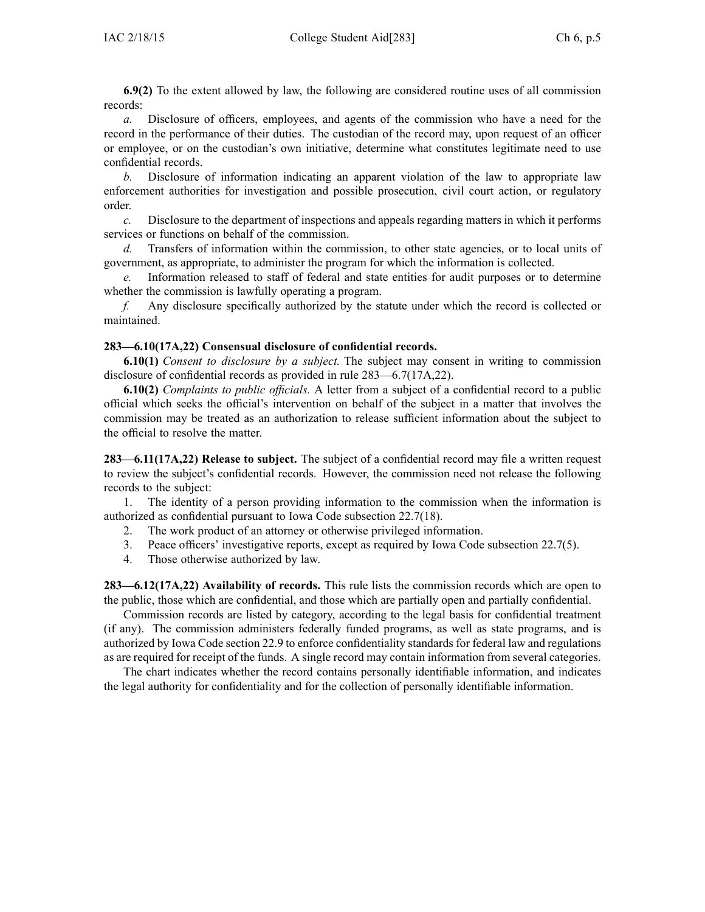**6.9(2)** To the extent allowed by law, the following are considered routine uses of all commission records:

*a.* Disclosure of officers, employees, and agents of the commission who have a need for the record in the performance of their duties. The custodian of the record may, upon request of an officer or employee, or on the custodian's own initiative, determine what constitutes legitimate need to use confidential records.

*b.* Disclosure of information indicating an apparent violation of the law to appropriate law enforcement authorities for investigation and possible prosecution, civil court action, or regulatory order.

*c.* Disclosure to the department of inspections and appeals regarding matters in which it performs services or functions on behalf of the commission.

*d.* Transfers of information within the commission, to other state agencies, or to local units of government, as appropriate, to administer the program for which the information is collected.

*e.* Information released to staff of federal and state entities for audit purposes or to determine whether the commission is lawfully operating a program.

*f.* Any disclosure specifically authorized by the statute under which the record is collected or maintained.

**283—6.10(17A,22) Consensual disclosure of confidential records.**

**6.10(1)** *Consent to disclosure by a subject.* The subject may consent in writing to commission disclosure of confidential records as provided in rule 283—6.7(17A,22).

**6.10(2)** *Complaints to public officials.* A letter from a subject of a confidential record to a public official which seeks the official's intervention on behalf of the subject in a matter that involves the commission may be treated as an authorization to release sufficient information about the subject to the official to resolve the matter.

**283—6.11(17A,22) Release to subject.** The subject of a confidential record may file a written request to review the subject's confidential records. However, the commission need not release the following records to the subject:

1. The identity of a person providing information to the commission when the information is authorized as confidential pursuant to Iowa Code subsection 22.7(18).
2. The work product of an attorney or otherwise privileged information.
3. Peace officers' investigative reports, except as required by Iowa Code subsection 22.7(5).
4. Those otherwise authorized by law.

**283—6.12(17A,22) Availability of records.** This rule lists the commission records which are open to the public, those which are confidential, and those which are partially open and partially confidential.

Commission records are listed by category, according to the legal basis for confidential treatment (if any). The commission administers federally funded programs, as well as state programs, and is authorized by Iowa Code section 22.9 to enforce confidentiality standards for federal law and regulations as are required for receipt of the funds. A single record may contain information from several categories.

The chart indicates whether the record contains personally identifiable information, and indicates the legal authority for confidentiality and for the collection of personally identifiable information.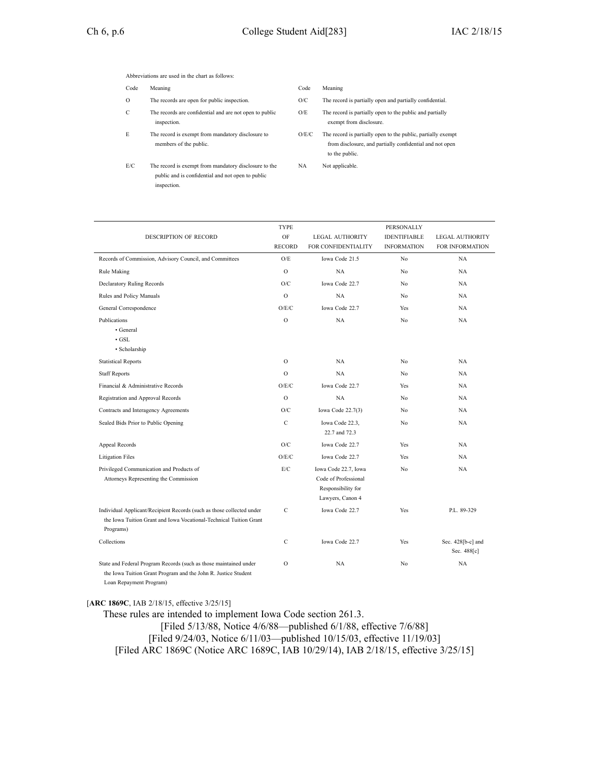Abbreviations are used in the chart as follows:

| Code | Meaning | Code | Meaning |
|---|---|---|---|
| O | The records are open for public inspection. | O/C | The record is partially open and partially confidential. |
| C | The records are confidential and are not open to public inspection. | O/E | The record is partially open to the public and partially exempt from disclosure. |
| E | The record is exempt from mandatory disclosure to members of the public. | O/E/C | The record is partially open to the public, partially exempt from disclosure, and partially confidential and not open to the public. |
| E/C | The record is exempt from mandatory disclosure to the public and is confidential and not open to public inspection. | NA | Not applicable. |

| DESCRIPTION OF RECORD | TYPE OF RECORD | LEGAL AUTHORITY FOR CONFIDENTIALITY | PERSONALLY IDENTIFIABLE INFORMATION | LEGAL AUTHORITY FOR INFORMATION |
|---|---|---|---|---|
| Records of Commission, Advisory Council, and Committees | O/E | Iowa Code 21.5 | No | NA |
| Rule Making | O | NA | No | NA |
| Declaratory Ruling Records | O/C | Iowa Code 22.7 | No | NA |
| Rules and Policy Manuals | O | NA | No | NA |
| General Correspondence | O/E/C | Iowa Code 22.7 | Yes | NA |
| Publications<br>• General<br>• GSL<br>• Scholarship | O | NA | No | NA |
| Statistical Reports | O | NA | No | NA |
| Staff Reports | O | NA | No | NA |
| Financial & Administrative Records | O/E/C | Iowa Code 22.7 | Yes | NA |
| Registration and Approval Records | O | NA | No | NA |
| Contracts and Interagency Agreements | O/C | Iowa Code 22.7(3) | No | NA |
| Sealed Bids Prior to Public Opening | C | Iowa Code 22.3, 22.7 and 72.3 | No | NA |
| Appeal Records | O/C | Iowa Code 22.7 | Yes | NA |
| Litigation Files | O/E/C | Iowa Code 22.7 | Yes | NA |
| Privileged Communication and Products of Attorneys Representing the Commission | E/C | Iowa Code 22.7, Iowa Code of Professional Responsibility for Lawyers, Canon 4 | No | NA |
| Individual Applicant/Recipient Records (such as those collected under the Iowa Tuition Grant and Iowa Vocational-Technical Tuition Grant Programs) | C | Iowa Code 22.7 | Yes | P.L. 89-329 |
| Collections | C | Iowa Code 22.7 | Yes | Sec. 428[b-c] and Sec. 488[c] |
| State and Federal Program Records (such as those maintained under the Iowa Tuition Grant Program and the John R. Justice Student Loan Repayment Program) | O | NA | No | NA |

[**ARC 1869C**, IAB 2/18/15, effective 3/25/15]

These rules are intended to implement Iowa Code section 261.3.

[Filed 5/13/88, Notice 4/6/88—published 6/1/88, effective 7/6/88]
[Filed 9/24/03, Notice 6/11/03—published 10/15/03, effective 11/19/03]
[Filed ARC 1869C (Notice ARC 1689C, IAB 10/29/14), IAB 2/18/15, effective 3/25/15]